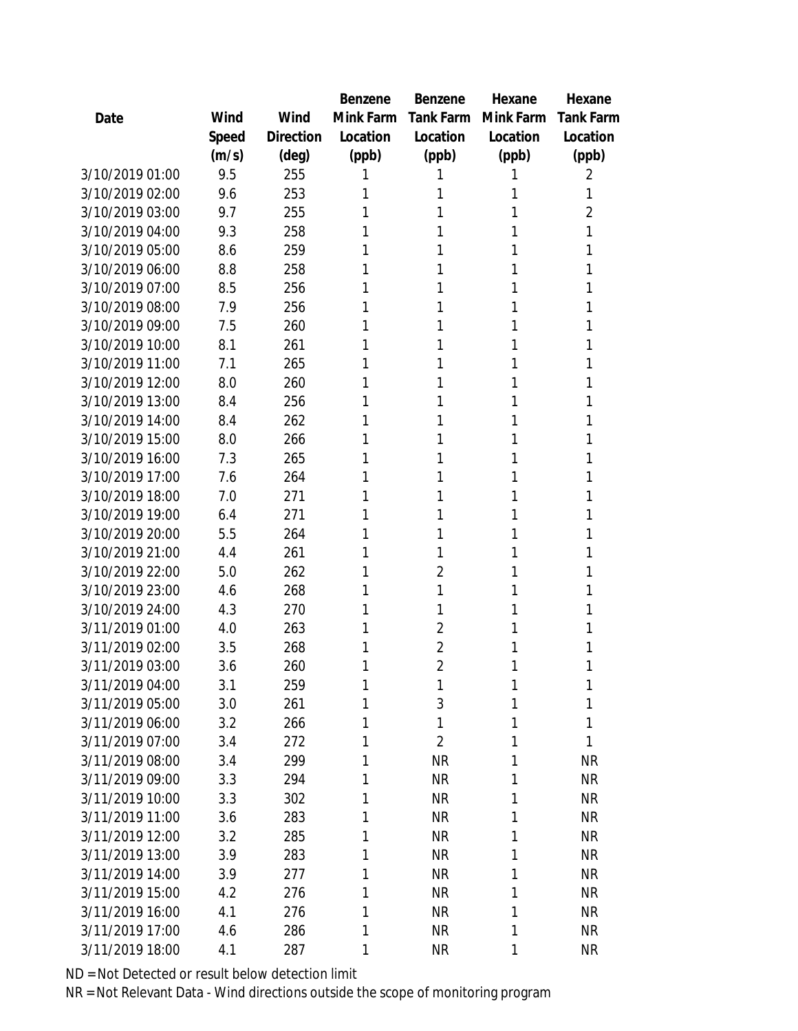| Date | Wind Speed (m/s) | Wind Direction (deg) | Benzene Mink Farm Location (ppb) | Benzene Tank Farm Location (ppb) | Hexane Mink Farm Location (ppb) | Hexane Tank Farm Location (ppb) |
|---|---|---|---|---|---|---|
| 3/10/2019 01:00 | 9.5 | 255 | 1 | 1 | 1 | 2 |
| 3/10/2019 02:00 | 9.6 | 253 | 1 | 1 | 1 | 1 |
| 3/10/2019 03:00 | 9.7 | 255 | 1 | 1 | 1 | 2 |
| 3/10/2019 04:00 | 9.3 | 258 | 1 | 1 | 1 | 1 |
| 3/10/2019 05:00 | 8.6 | 259 | 1 | 1 | 1 | 1 |
| 3/10/2019 06:00 | 8.8 | 258 | 1 | 1 | 1 | 1 |
| 3/10/2019 07:00 | 8.5 | 256 | 1 | 1 | 1 | 1 |
| 3/10/2019 08:00 | 7.9 | 256 | 1 | 1 | 1 | 1 |
| 3/10/2019 09:00 | 7.5 | 260 | 1 | 1 | 1 | 1 |
| 3/10/2019 10:00 | 8.1 | 261 | 1 | 1 | 1 | 1 |
| 3/10/2019 11:00 | 7.1 | 265 | 1 | 1 | 1 | 1 |
| 3/10/2019 12:00 | 8.0 | 260 | 1 | 1 | 1 | 1 |
| 3/10/2019 13:00 | 8.4 | 256 | 1 | 1 | 1 | 1 |
| 3/10/2019 14:00 | 8.4 | 262 | 1 | 1 | 1 | 1 |
| 3/10/2019 15:00 | 8.0 | 266 | 1 | 1 | 1 | 1 |
| 3/10/2019 16:00 | 7.3 | 265 | 1 | 1 | 1 | 1 |
| 3/10/2019 17:00 | 7.6 | 264 | 1 | 1 | 1 | 1 |
| 3/10/2019 18:00 | 7.0 | 271 | 1 | 1 | 1 | 1 |
| 3/10/2019 19:00 | 6.4 | 271 | 1 | 1 | 1 | 1 |
| 3/10/2019 20:00 | 5.5 | 264 | 1 | 1 | 1 | 1 |
| 3/10/2019 21:00 | 4.4 | 261 | 1 | 1 | 1 | 1 |
| 3/10/2019 22:00 | 5.0 | 262 | 1 | 2 | 1 | 1 |
| 3/10/2019 23:00 | 4.6 | 268 | 1 | 1 | 1 | 1 |
| 3/10/2019 24:00 | 4.3 | 270 | 1 | 1 | 1 | 1 |
| 3/11/2019 01:00 | 4.0 | 263 | 1 | 2 | 1 | 1 |
| 3/11/2019 02:00 | 3.5 | 268 | 1 | 2 | 1 | 1 |
| 3/11/2019 03:00 | 3.6 | 260 | 1 | 2 | 1 | 1 |
| 3/11/2019 04:00 | 3.1 | 259 | 1 | 1 | 1 | 1 |
| 3/11/2019 05:00 | 3.0 | 261 | 1 | 3 | 1 | 1 |
| 3/11/2019 06:00 | 3.2 | 266 | 1 | 1 | 1 | 1 |
| 3/11/2019 07:00 | 3.4 | 272 | 1 | 2 | 1 | 1 |
| 3/11/2019 08:00 | 3.4 | 299 | 1 | NR | 1 | NR |
| 3/11/2019 09:00 | 3.3 | 294 | 1 | NR | 1 | NR |
| 3/11/2019 10:00 | 3.3 | 302 | 1 | NR | 1 | NR |
| 3/11/2019 11:00 | 3.6 | 283 | 1 | NR | 1 | NR |
| 3/11/2019 12:00 | 3.2 | 285 | 1 | NR | 1 | NR |
| 3/11/2019 13:00 | 3.9 | 283 | 1 | NR | 1 | NR |
| 3/11/2019 14:00 | 3.9 | 277 | 1 | NR | 1 | NR |
| 3/11/2019 15:00 | 4.2 | 276 | 1 | NR | 1 | NR |
| 3/11/2019 16:00 | 4.1 | 276 | 1 | NR | 1 | NR |
| 3/11/2019 17:00 | 4.6 | 286 | 1 | NR | 1 | NR |
| 3/11/2019 18:00 | 4.1 | 287 | 1 | NR | 1 | NR |

ND = Not Detected or result below detection limit

NR = Not Relevant Data - Wind directions outside the scope of monitoring program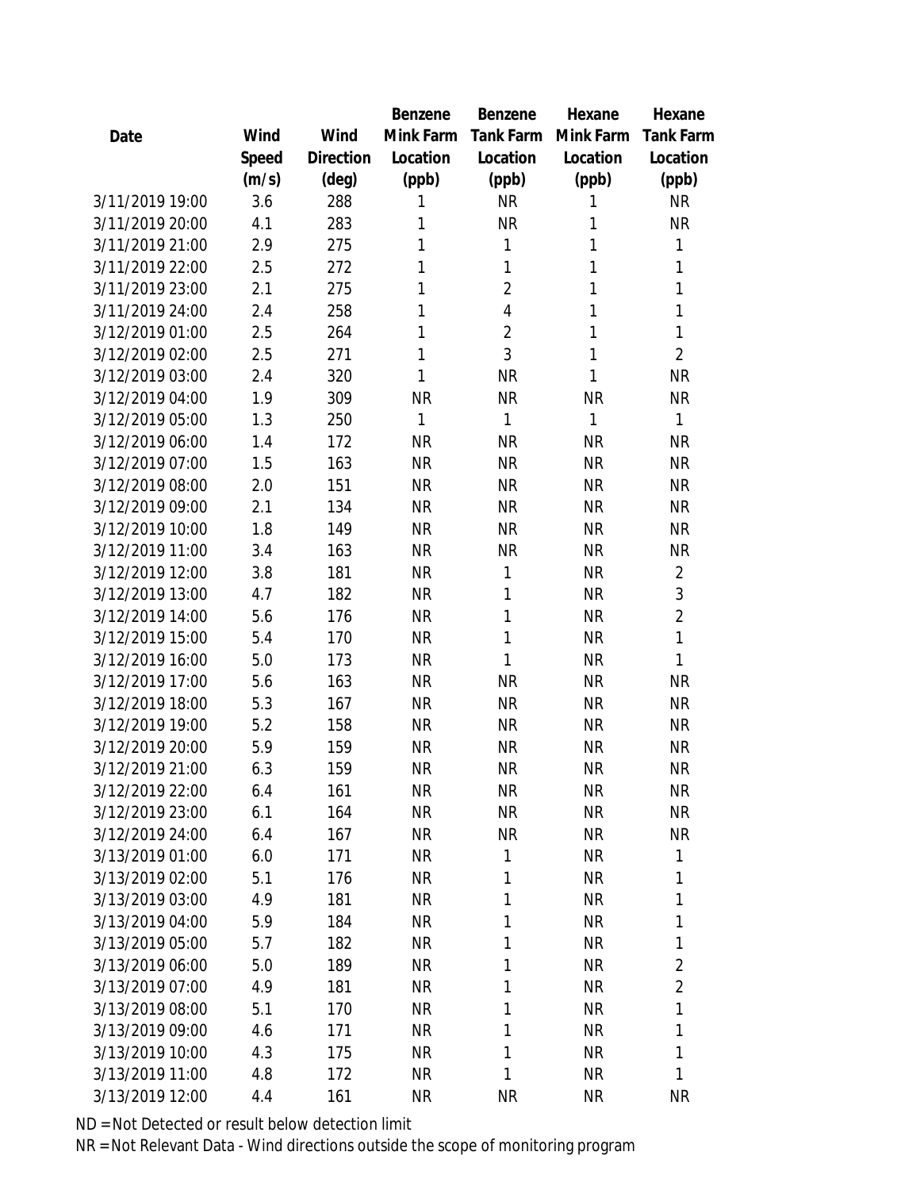| Date | Wind Speed (m/s) | Wind Direction (deg) | Benzene Mink Farm Location (ppb) | Benzene Tank Farm Location (ppb) | Hexane Mink Farm Location (ppb) | Hexane Tank Farm Location (ppb) |
|---|---|---|---|---|---|---|
| 3/11/2019 19:00 | 3.6 | 288 | 1 | NR | 1 | NR |
| 3/11/2019 20:00 | 4.1 | 283 | 1 | NR | 1 | NR |
| 3/11/2019 21:00 | 2.9 | 275 | 1 | 1 | 1 | 1 |
| 3/11/2019 22:00 | 2.5 | 272 | 1 | 1 | 1 | 1 |
| 3/11/2019 23:00 | 2.1 | 275 | 1 | 2 | 1 | 1 |
| 3/11/2019 24:00 | 2.4 | 258 | 1 | 4 | 1 | 1 |
| 3/12/2019 01:00 | 2.5 | 264 | 1 | 2 | 1 | 1 |
| 3/12/2019 02:00 | 2.5 | 271 | 1 | 3 | 1 | 2 |
| 3/12/2019 03:00 | 2.4 | 320 | 1 | NR | 1 | NR |
| 3/12/2019 04:00 | 1.9 | 309 | NR | NR | NR | NR |
| 3/12/2019 05:00 | 1.3 | 250 | 1 | 1 | 1 | 1 |
| 3/12/2019 06:00 | 1.4 | 172 | NR | NR | NR | NR |
| 3/12/2019 07:00 | 1.5 | 163 | NR | NR | NR | NR |
| 3/12/2019 08:00 | 2.0 | 151 | NR | NR | NR | NR |
| 3/12/2019 09:00 | 2.1 | 134 | NR | NR | NR | NR |
| 3/12/2019 10:00 | 1.8 | 149 | NR | NR | NR | NR |
| 3/12/2019 11:00 | 3.4 | 163 | NR | NR | NR | NR |
| 3/12/2019 12:00 | 3.8 | 181 | NR | 1 | NR | 2 |
| 3/12/2019 13:00 | 4.7 | 182 | NR | 1 | NR | 3 |
| 3/12/2019 14:00 | 5.6 | 176 | NR | 1 | NR | 2 |
| 3/12/2019 15:00 | 5.4 | 170 | NR | 1 | NR | 1 |
| 3/12/2019 16:00 | 5.0 | 173 | NR | 1 | NR | 1 |
| 3/12/2019 17:00 | 5.6 | 163 | NR | NR | NR | NR |
| 3/12/2019 18:00 | 5.3 | 167 | NR | NR | NR | NR |
| 3/12/2019 19:00 | 5.2 | 158 | NR | NR | NR | NR |
| 3/12/2019 20:00 | 5.9 | 159 | NR | NR | NR | NR |
| 3/12/2019 21:00 | 6.3 | 159 | NR | NR | NR | NR |
| 3/12/2019 22:00 | 6.4 | 161 | NR | NR | NR | NR |
| 3/12/2019 23:00 | 6.1 | 164 | NR | NR | NR | NR |
| 3/12/2019 24:00 | 6.4 | 167 | NR | NR | NR | NR |
| 3/13/2019 01:00 | 6.0 | 171 | NR | 1 | NR | 1 |
| 3/13/2019 02:00 | 5.1 | 176 | NR | 1 | NR | 1 |
| 3/13/2019 03:00 | 4.9 | 181 | NR | 1 | NR | 1 |
| 3/13/2019 04:00 | 5.9 | 184 | NR | 1 | NR | 1 |
| 3/13/2019 05:00 | 5.7 | 182 | NR | 1 | NR | 1 |
| 3/13/2019 06:00 | 5.0 | 189 | NR | 1 | NR | 2 |
| 3/13/2019 07:00 | 4.9 | 181 | NR | 1 | NR | 2 |
| 3/13/2019 08:00 | 5.1 | 170 | NR | 1 | NR | 1 |
| 3/13/2019 09:00 | 4.6 | 171 | NR | 1 | NR | 1 |
| 3/13/2019 10:00 | 4.3 | 175 | NR | 1 | NR | 1 |
| 3/13/2019 11:00 | 4.8 | 172 | NR | 1 | NR | 1 |
| 3/13/2019 12:00 | 4.4 | 161 | NR | NR | NR | NR |

ND = Not Detected or result below detection limit

NR = Not Relevant Data - Wind directions outside the scope of monitoring program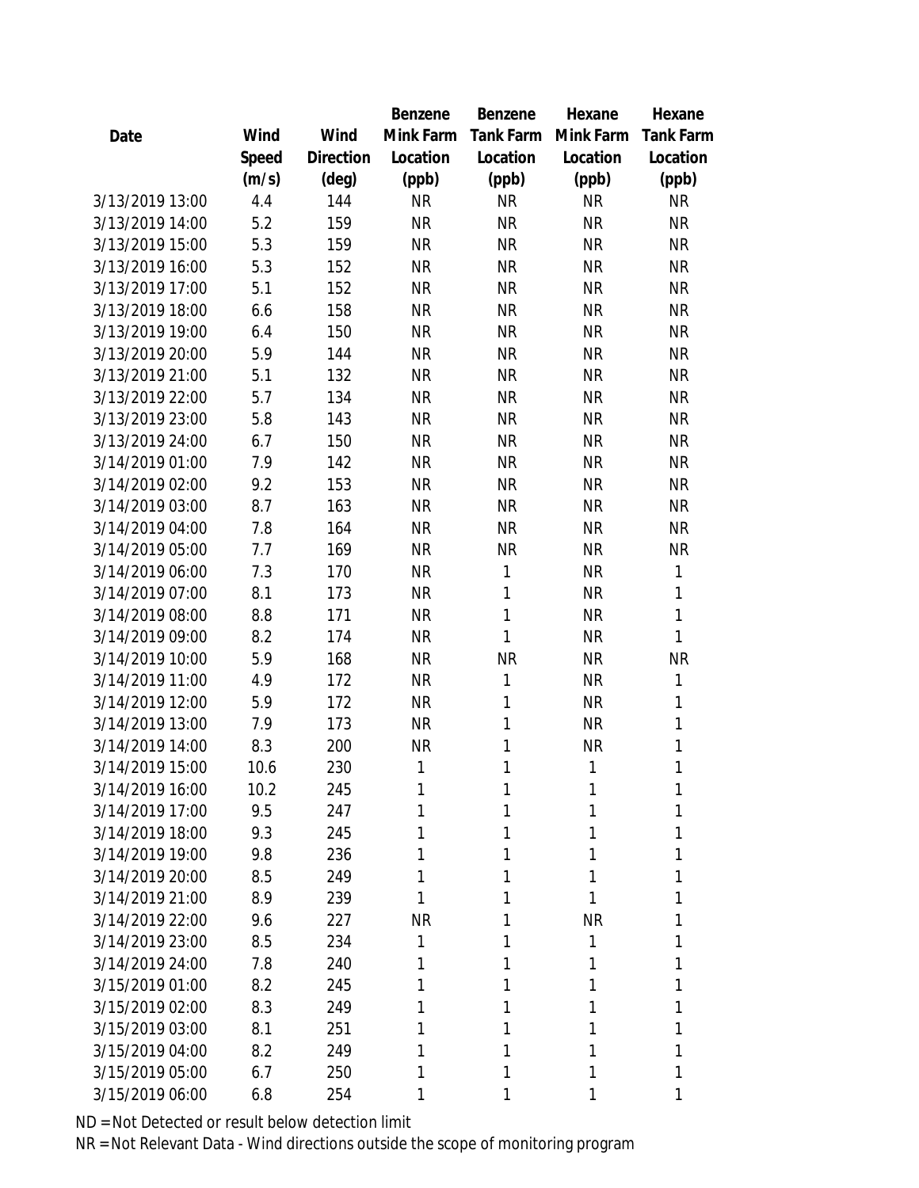| Date | Wind Speed (m/s) | Wind Direction (deg) | Benzene Mink Farm Location (ppb) | Benzene Tank Farm Location (ppb) | Hexane Mink Farm Location (ppb) | Hexane Tank Farm Location (ppb) |
|---|---|---|---|---|---|---|
| 3/13/2019 13:00 | 4.4 | 144 | NR | NR | NR | NR |
| 3/13/2019 14:00 | 5.2 | 159 | NR | NR | NR | NR |
| 3/13/2019 15:00 | 5.3 | 159 | NR | NR | NR | NR |
| 3/13/2019 16:00 | 5.3 | 152 | NR | NR | NR | NR |
| 3/13/2019 17:00 | 5.1 | 152 | NR | NR | NR | NR |
| 3/13/2019 18:00 | 6.6 | 158 | NR | NR | NR | NR |
| 3/13/2019 19:00 | 6.4 | 150 | NR | NR | NR | NR |
| 3/13/2019 20:00 | 5.9 | 144 | NR | NR | NR | NR |
| 3/13/2019 21:00 | 5.1 | 132 | NR | NR | NR | NR |
| 3/13/2019 22:00 | 5.7 | 134 | NR | NR | NR | NR |
| 3/13/2019 23:00 | 5.8 | 143 | NR | NR | NR | NR |
| 3/13/2019 24:00 | 6.7 | 150 | NR | NR | NR | NR |
| 3/14/2019 01:00 | 7.9 | 142 | NR | NR | NR | NR |
| 3/14/2019 02:00 | 9.2 | 153 | NR | NR | NR | NR |
| 3/14/2019 03:00 | 8.7 | 163 | NR | NR | NR | NR |
| 3/14/2019 04:00 | 7.8 | 164 | NR | NR | NR | NR |
| 3/14/2019 05:00 | 7.7 | 169 | NR | NR | NR | NR |
| 3/14/2019 06:00 | 7.3 | 170 | NR | 1 | NR | 1 |
| 3/14/2019 07:00 | 8.1 | 173 | NR | 1 | NR | 1 |
| 3/14/2019 08:00 | 8.8 | 171 | NR | 1 | NR | 1 |
| 3/14/2019 09:00 | 8.2 | 174 | NR | 1 | NR | 1 |
| 3/14/2019 10:00 | 5.9 | 168 | NR | NR | NR | NR |
| 3/14/2019 11:00 | 4.9 | 172 | NR | 1 | NR | 1 |
| 3/14/2019 12:00 | 5.9 | 172 | NR | 1 | NR | 1 |
| 3/14/2019 13:00 | 7.9 | 173 | NR | 1 | NR | 1 |
| 3/14/2019 14:00 | 8.3 | 200 | NR | 1 | NR | 1 |
| 3/14/2019 15:00 | 10.6 | 230 | 1 | 1 | 1 | 1 |
| 3/14/2019 16:00 | 10.2 | 245 | 1 | 1 | 1 | 1 |
| 3/14/2019 17:00 | 9.5 | 247 | 1 | 1 | 1 | 1 |
| 3/14/2019 18:00 | 9.3 | 245 | 1 | 1 | 1 | 1 |
| 3/14/2019 19:00 | 9.8 | 236 | 1 | 1 | 1 | 1 |
| 3/14/2019 20:00 | 8.5 | 249 | 1 | 1 | 1 | 1 |
| 3/14/2019 21:00 | 8.9 | 239 | 1 | 1 | 1 | 1 |
| 3/14/2019 22:00 | 9.6 | 227 | NR | 1 | NR | 1 |
| 3/14/2019 23:00 | 8.5 | 234 | 1 | 1 | 1 | 1 |
| 3/14/2019 24:00 | 7.8 | 240 | 1 | 1 | 1 | 1 |
| 3/15/2019 01:00 | 8.2 | 245 | 1 | 1 | 1 | 1 |
| 3/15/2019 02:00 | 8.3 | 249 | 1 | 1 | 1 | 1 |
| 3/15/2019 03:00 | 8.1 | 251 | 1 | 1 | 1 | 1 |
| 3/15/2019 04:00 | 8.2 | 249 | 1 | 1 | 1 | 1 |
| 3/15/2019 05:00 | 6.7 | 250 | 1 | 1 | 1 | 1 |
| 3/15/2019 06:00 | 6.8 | 254 | 1 | 1 | 1 | 1 |

ND = Not Detected or result below detection limit

NR = Not Relevant Data - Wind directions outside the scope of monitoring program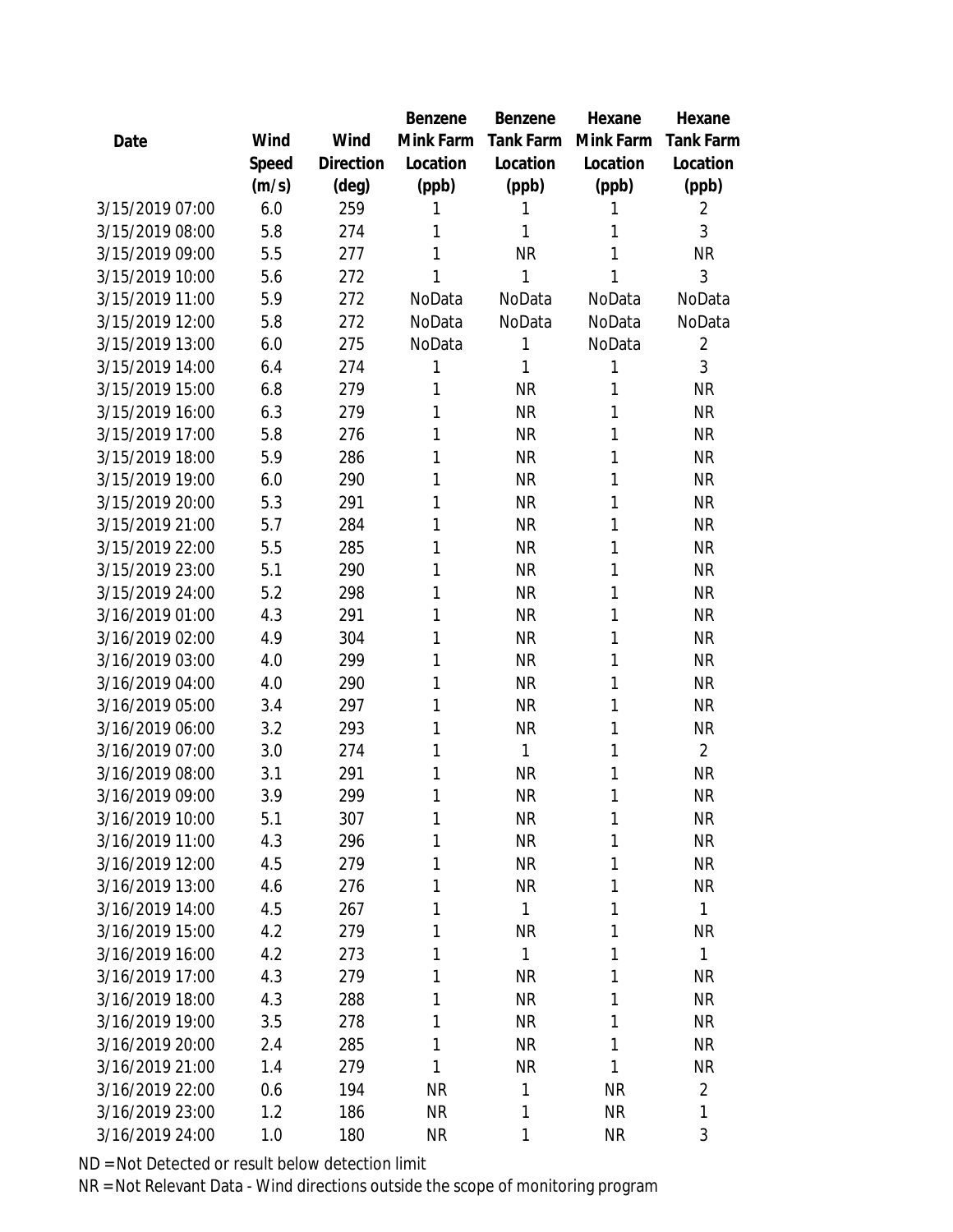| Date | Wind Speed (m/s) | Wind Direction (deg) | Benzene Mink Farm Location (ppb) | Benzene Tank Farm Location (ppb) | Hexane Mink Farm Location (ppb) | Hexane Tank Farm Location (ppb) |
|---|---|---|---|---|---|---|
| 3/15/2019 07:00 | 6.0 | 259 | 1 | 1 | 1 | 2 |
| 3/15/2019 08:00 | 5.8 | 274 | 1 | 1 | 1 | 3 |
| 3/15/2019 09:00 | 5.5 | 277 | 1 | NR | 1 | NR |
| 3/15/2019 10:00 | 5.6 | 272 | 1 | 1 | 1 | 3 |
| 3/15/2019 11:00 | 5.9 | 272 | NoData | NoData | NoData | NoData |
| 3/15/2019 12:00 | 5.8 | 272 | NoData | NoData | NoData | NoData |
| 3/15/2019 13:00 | 6.0 | 275 | NoData | 1 | NoData | 2 |
| 3/15/2019 14:00 | 6.4 | 274 | 1 | 1 | 1 | 3 |
| 3/15/2019 15:00 | 6.8 | 279 | 1 | NR | 1 | NR |
| 3/15/2019 16:00 | 6.3 | 279 | 1 | NR | 1 | NR |
| 3/15/2019 17:00 | 5.8 | 276 | 1 | NR | 1 | NR |
| 3/15/2019 18:00 | 5.9 | 286 | 1 | NR | 1 | NR |
| 3/15/2019 19:00 | 6.0 | 290 | 1 | NR | 1 | NR |
| 3/15/2019 20:00 | 5.3 | 291 | 1 | NR | 1 | NR |
| 3/15/2019 21:00 | 5.7 | 284 | 1 | NR | 1 | NR |
| 3/15/2019 22:00 | 5.5 | 285 | 1 | NR | 1 | NR |
| 3/15/2019 23:00 | 5.1 | 290 | 1 | NR | 1 | NR |
| 3/15/2019 24:00 | 5.2 | 298 | 1 | NR | 1 | NR |
| 3/16/2019 01:00 | 4.3 | 291 | 1 | NR | 1 | NR |
| 3/16/2019 02:00 | 4.9 | 304 | 1 | NR | 1 | NR |
| 3/16/2019 03:00 | 4.0 | 299 | 1 | NR | 1 | NR |
| 3/16/2019 04:00 | 4.0 | 290 | 1 | NR | 1 | NR |
| 3/16/2019 05:00 | 3.4 | 297 | 1 | NR | 1 | NR |
| 3/16/2019 06:00 | 3.2 | 293 | 1 | NR | 1 | NR |
| 3/16/2019 07:00 | 3.0 | 274 | 1 | 1 | 1 | 2 |
| 3/16/2019 08:00 | 3.1 | 291 | 1 | NR | 1 | NR |
| 3/16/2019 09:00 | 3.9 | 299 | 1 | NR | 1 | NR |
| 3/16/2019 10:00 | 5.1 | 307 | 1 | NR | 1 | NR |
| 3/16/2019 11:00 | 4.3 | 296 | 1 | NR | 1 | NR |
| 3/16/2019 12:00 | 4.5 | 279 | 1 | NR | 1 | NR |
| 3/16/2019 13:00 | 4.6 | 276 | 1 | NR | 1 | NR |
| 3/16/2019 14:00 | 4.5 | 267 | 1 | 1 | 1 | 1 |
| 3/16/2019 15:00 | 4.2 | 279 | 1 | NR | 1 | NR |
| 3/16/2019 16:00 | 4.2 | 273 | 1 | 1 | 1 | 1 |
| 3/16/2019 17:00 | 4.3 | 279 | 1 | NR | 1 | NR |
| 3/16/2019 18:00 | 4.3 | 288 | 1 | NR | 1 | NR |
| 3/16/2019 19:00 | 3.5 | 278 | 1 | NR | 1 | NR |
| 3/16/2019 20:00 | 2.4 | 285 | 1 | NR | 1 | NR |
| 3/16/2019 21:00 | 1.4 | 279 | 1 | NR | 1 | NR |
| 3/16/2019 22:00 | 0.6 | 194 | NR | 1 | NR | 2 |
| 3/16/2019 23:00 | 1.2 | 186 | NR | 1 | NR | 1 |
| 3/16/2019 24:00 | 1.0 | 180 | NR | 1 | NR | 3 |

ND = Not Detected or result below detection limit

NR = Not Relevant Data - Wind directions outside the scope of monitoring program